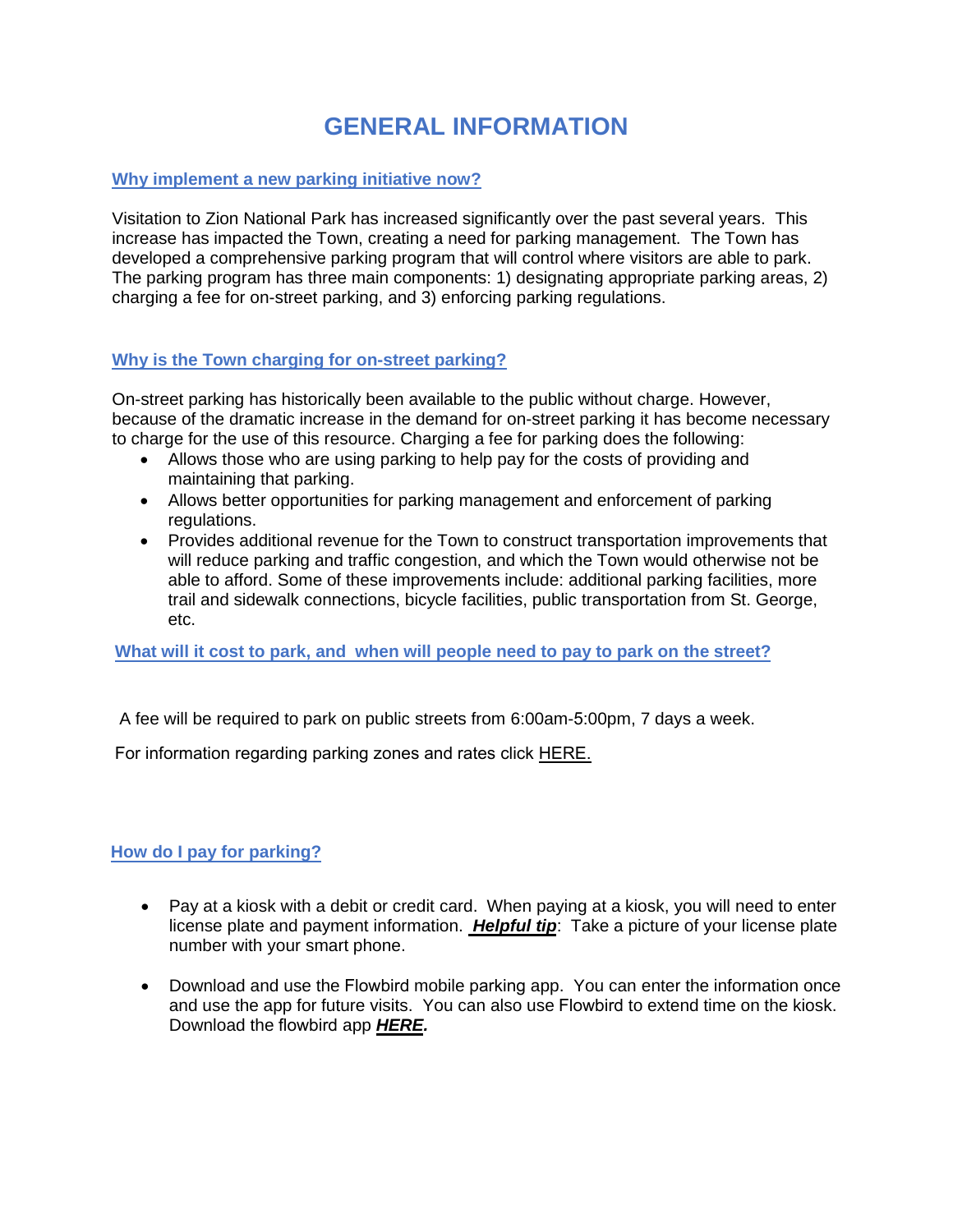# GENERAL INFORMATION

## Why implement a new parking initiative now?

Visitation to Zion National Park has increased significantly over the past several years. This increase has impacted the Town, creating a need for parking management. The Town has developed a comprehensive parking program that will control where visitors are able to park. The parking program has three main components: 1) designating appropriate parking areas, 2) charging a fee for on-street parking, and 3) enforcing parking regulations.

## Why is the Town charging for on-street parking?

On-street parking has historically been available to the public without charge. However, because of the dramatic increase in the demand for on-street parking it has become necessary to charge for the use of this resource. Charging a fee for parking does the following:

- Allows those who are using parking to help pay for the costs of providing and maintaining that parking.
- Allows better opportunities for parking management and enforcement of parking regulations.
- Provides additional revenue for the Town to construct transportation improvements that will reduce parking and traffic congestion, and which the Town would otherwise not be able to afford. Some of these improvements include: additional parking facilities, more trail and sidewalk connections, bicycle facilities, public transportation from St. George, etc.

## What will it cost to park, and when will people need to pay to park on the street?

A fee will be required to park on public streets from 6:00am-5:00pm, 7 days a week.

For information regarding parking zones and rates click HERE.

## How do I pay for parking?

- Pay at a kiosk with a debit or credit card. When paying at a kiosk, you will need to enter license plate and payment information. ***Helpful tip***: Take a picture of your license plate number with your smart phone.
- Download and use the Flowbird mobile parking app. You can enter the information once and use the app for future visits. You can also use Flowbird to extend time on the kiosk. Download the flowbird app ***HERE.***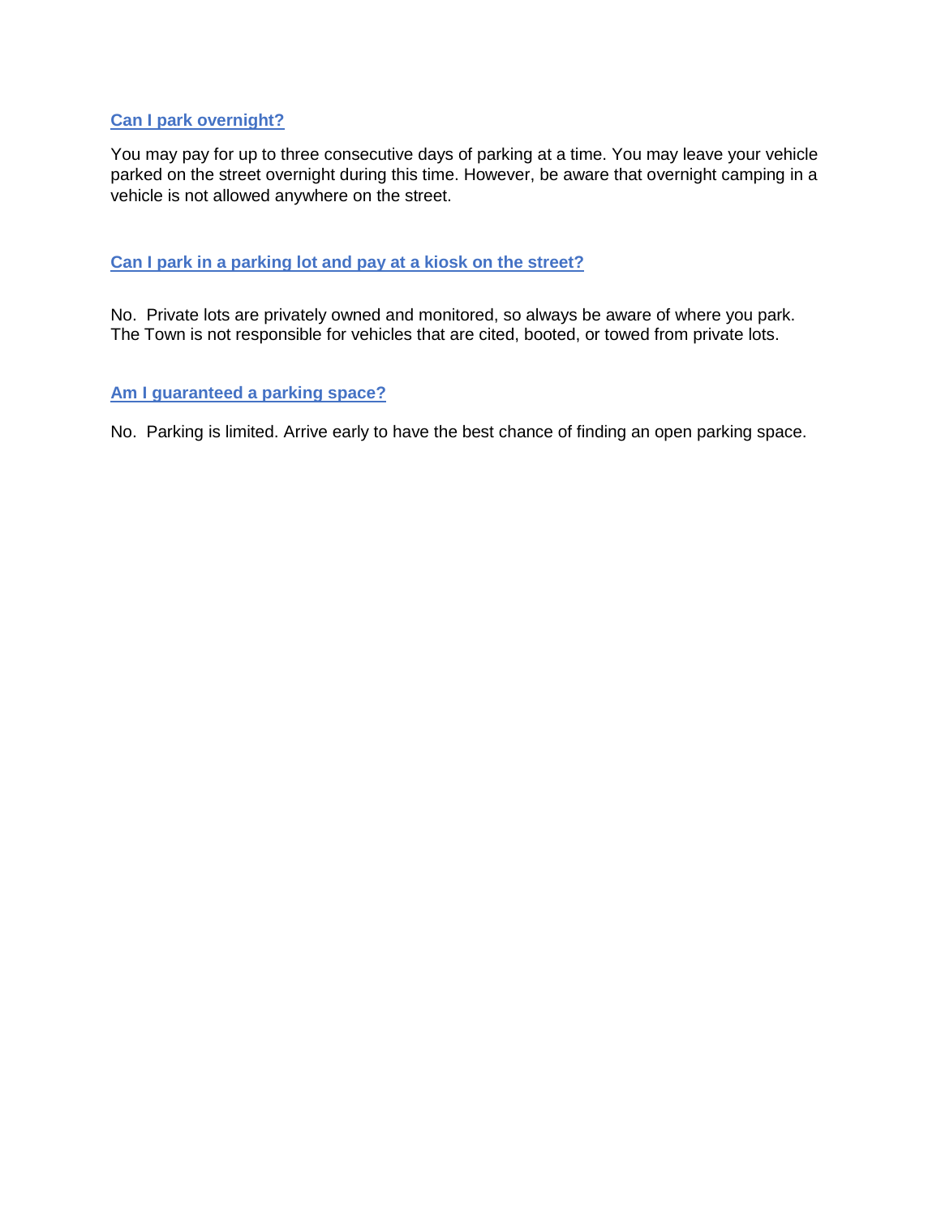### Can I park overnight?

You may pay for up to three consecutive days of parking at a time. You may leave your vehicle parked on the street overnight during this time. However, be aware that overnight camping in a vehicle is not allowed anywhere on the street.

### Can I park in a parking lot and pay at a kiosk on the street?

No. Private lots are privately owned and monitored, so always be aware of where you park. The Town is not responsible for vehicles that are cited, booted, or towed from private lots.

### Am I guaranteed a parking space?

No. Parking is limited. Arrive early to have the best chance of finding an open parking space.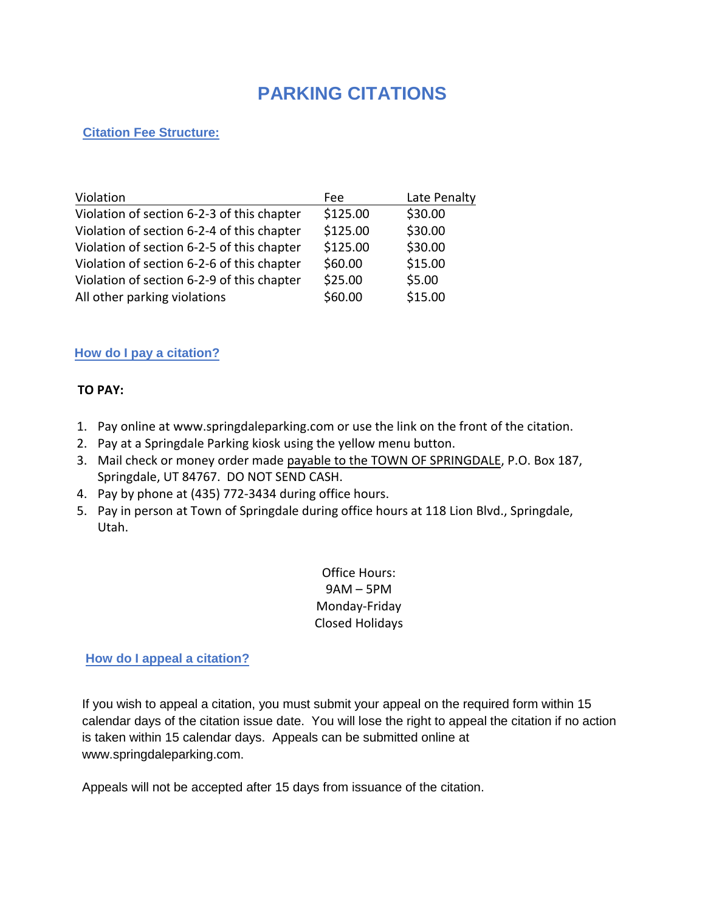# PARKING CITATIONS

## Citation Fee Structure:

| Violation | Fee | Late Penalty |
|---|---|---|
| Violation of section 6-2-3 of this chapter | $125.00 | $30.00 |
| Violation of section 6-2-4 of this chapter | $125.00 | $30.00 |
| Violation of section 6-2-5 of this chapter | $125.00 | $30.00 |
| Violation of section 6-2-6 of this chapter | $60.00 | $15.00 |
| Violation of section 6-2-9 of this chapter | $25.00 | $5.00 |
| All other parking violations | $60.00 | $15.00 |

## How do I pay a citation?

**TO PAY:**

1. Pay online at www.springdaleparking.com or use the link on the front of the citation.
2. Pay at a Springdale Parking kiosk using the yellow menu button.
3. Mail check or money order made payable to the TOWN OF SPRINGDALE, P.O. Box 187, Springdale, UT 84767. DO NOT SEND CASH.
4. Pay by phone at (435) 772-3434 during office hours.
5. Pay in person at Town of Springdale during office hours at 118 Lion Blvd., Springdale, Utah.

Office Hours:
9AM – 5PM
Monday-Friday
Closed Holidays

## How do I appeal a citation?

If you wish to appeal a citation, you must submit your appeal on the required form within 15 calendar days of the citation issue date. You will lose the right to appeal the citation if no action is taken within 15 calendar days. Appeals can be submitted online at www.springdaleparking.com.

Appeals will not be accepted after 15 days from issuance of the citation.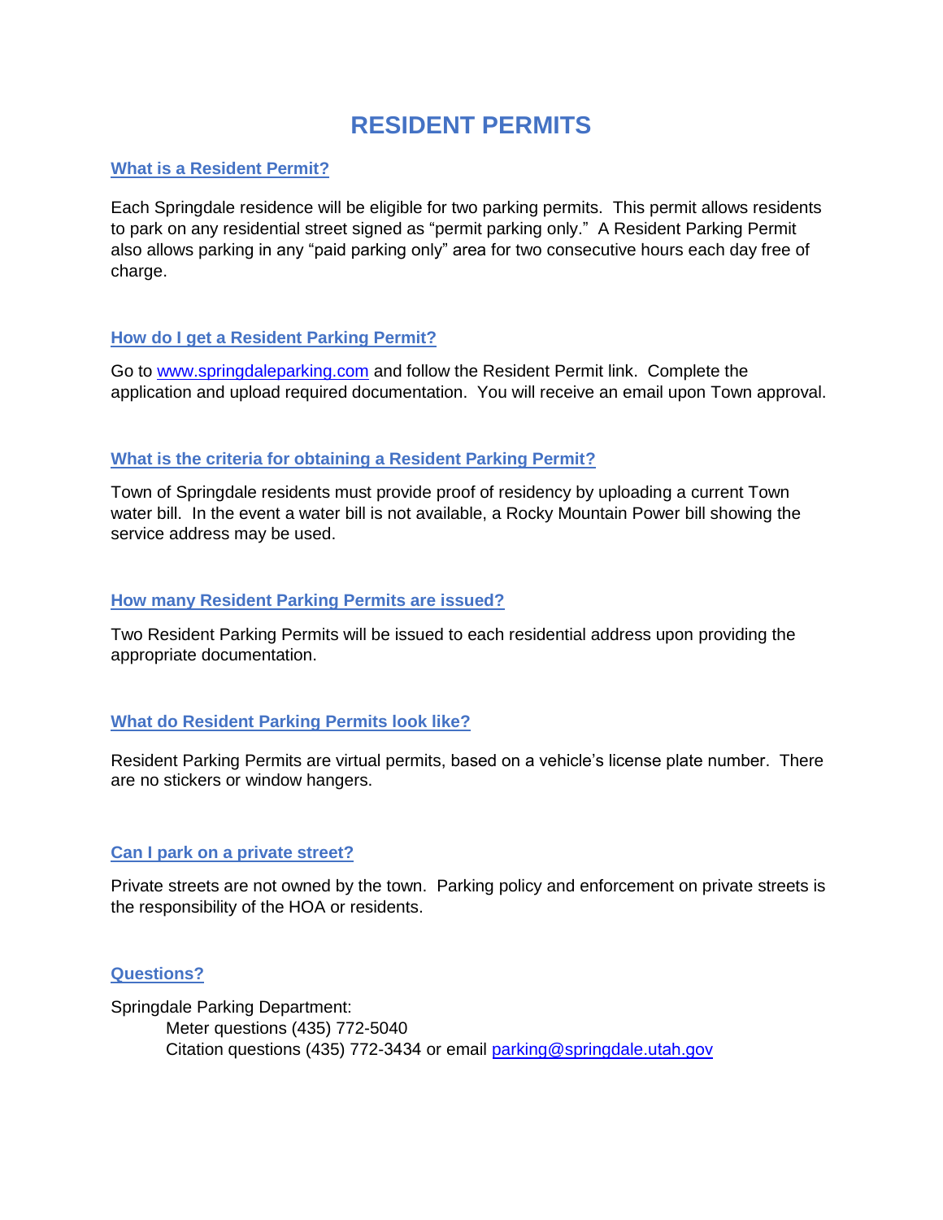# RESIDENT PERMITS

## What is a Resident Permit?

Each Springdale residence will be eligible for two parking permits. This permit allows residents to park on any residential street signed as "permit parking only." A Resident Parking Permit also allows parking in any "paid parking only" area for two consecutive hours each day free of charge.

## How do I get a Resident Parking Permit?

Go to [www.springdaleparking.com](http://www.springdaleparking.com) and follow the Resident Permit link. Complete the application and upload required documentation. You will receive an email upon Town approval.

## What is the criteria for obtaining a Resident Parking Permit?

Town of Springdale residents must provide proof of residency by uploading a current Town water bill. In the event a water bill is not available, a Rocky Mountain Power bill showing the service address may be used.

## How many Resident Parking Permits are issued?

Two Resident Parking Permits will be issued to each residential address upon providing the appropriate documentation.

## What do Resident Parking Permits look like?

Resident Parking Permits are virtual permits, based on a vehicle's license plate number. There are no stickers or window hangers.

## Can I park on a private street?

Private streets are not owned by the town. Parking policy and enforcement on private streets is the responsibility of the HOA or residents.

## Questions?

Springdale Parking Department:

Meter questions (435) 772-5040

Citation questions (435) 772-3434 or email [parking@springdale.utah.gov](mailto:parking@springdale.utah.gov)